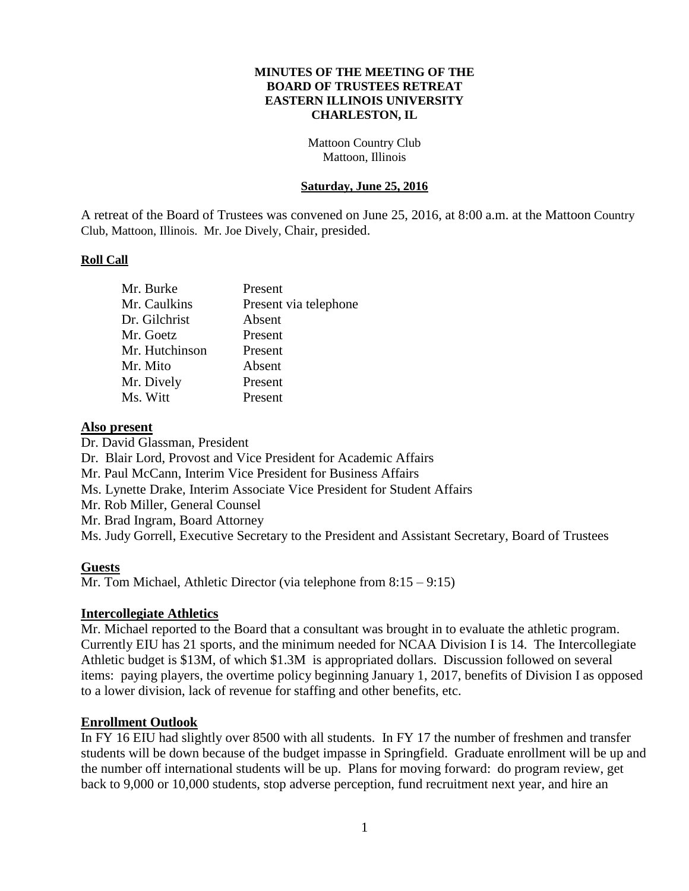**MINUTES OF THE MEETING OF THE BOARD OF TRUSTEES RETREAT EASTERN ILLINOIS UNIVERSITY CHARLESTON, IL**

Mattoon Country Club
Mattoon, Illinois

**Saturday, June 25, 2016**

A retreat of the Board of Trustees was convened on June 25, 2016, at 8:00 a.m. at the Mattoon Country Club, Mattoon, Illinois. Mr. Joe Dively, Chair, presided.

**Roll Call**

| | |
|---|---|
| Mr. Burke | Present |
| Mr. Caulkins | Present via telephone |
| Dr. Gilchrist | Absent |
| Mr. Goetz | Present |
| Mr. Hutchinson | Present |
| Mr. Mito | Absent |
| Mr. Dively | Present |
| Ms. Witt | Present |

**Also present**

Dr. David Glassman, President
Dr. Blair Lord, Provost and Vice President for Academic Affairs
Mr. Paul McCann, Interim Vice President for Business Affairs
Ms. Lynette Drake, Interim Associate Vice President for Student Affairs
Mr. Rob Miller, General Counsel
Mr. Brad Ingram, Board Attorney
Ms. Judy Gorrell, Executive Secretary to the President and Assistant Secretary, Board of Trustees

**Guests**

Mr. Tom Michael, Athletic Director (via telephone from 8:15 – 9:15)

**Intercollegiate Athletics**

Mr. Michael reported to the Board that a consultant was brought in to evaluate the athletic program. Currently EIU has 21 sports, and the minimum needed for NCAA Division I is 14. The Intercollegiate Athletic budget is $13M, of which $1.3M is appropriated dollars. Discussion followed on several items: paying players, the overtime policy beginning January 1, 2017, benefits of Division I as opposed to a lower division, lack of revenue for staffing and other benefits, etc.

**Enrollment Outlook**

In FY 16 EIU had slightly over 8500 with all students. In FY 17 the number of freshmen and transfer students will be down because of the budget impasse in Springfield. Graduate enrollment will be up and the number off international students will be up. Plans for moving forward: do program review, get back to 9,000 or 10,000 students, stop adverse perception, fund recruitment next year, and hire an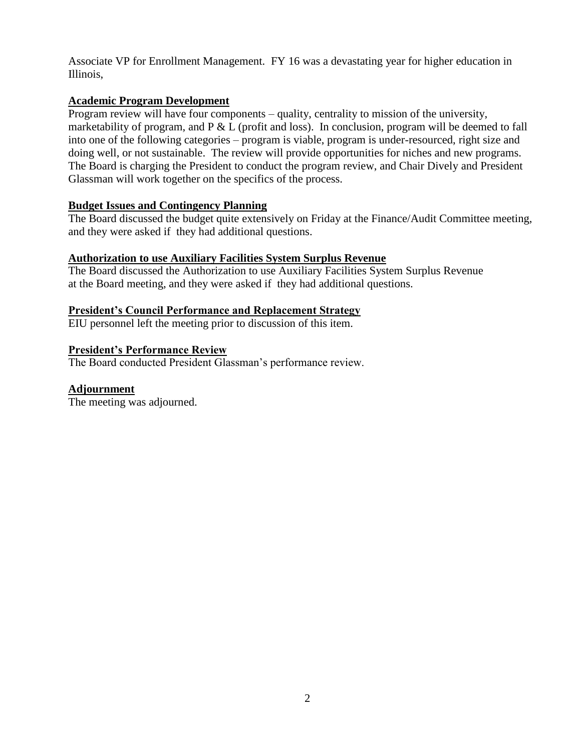Associate VP for Enrollment Management. FY 16 was a devastating year for higher education in Illinois,

**Academic Program Development**

Program review will have four components – quality, centrality to mission of the university, marketability of program, and P & L (profit and loss). In conclusion, program will be deemed to fall into one of the following categories – program is viable, program is under-resourced, right size and doing well, or not sustainable. The review will provide opportunities for niches and new programs. The Board is charging the President to conduct the program review, and Chair Dively and President Glassman will work together on the specifics of the process.

**Budget Issues and Contingency Planning**

The Board discussed the budget quite extensively on Friday at the Finance/Audit Committee meeting, and they were asked if they had additional questions.

**Authorization to use Auxiliary Facilities System Surplus Revenue**

The Board discussed the Authorization to use Auxiliary Facilities System Surplus Revenue at the Board meeting, and they were asked if they had additional questions.

**President's Council Performance and Replacement Strategy**

EIU personnel left the meeting prior to discussion of this item.

**President's Performance Review**

The Board conducted President Glassman's performance review.

**Adjournment**

The meeting was adjourned.